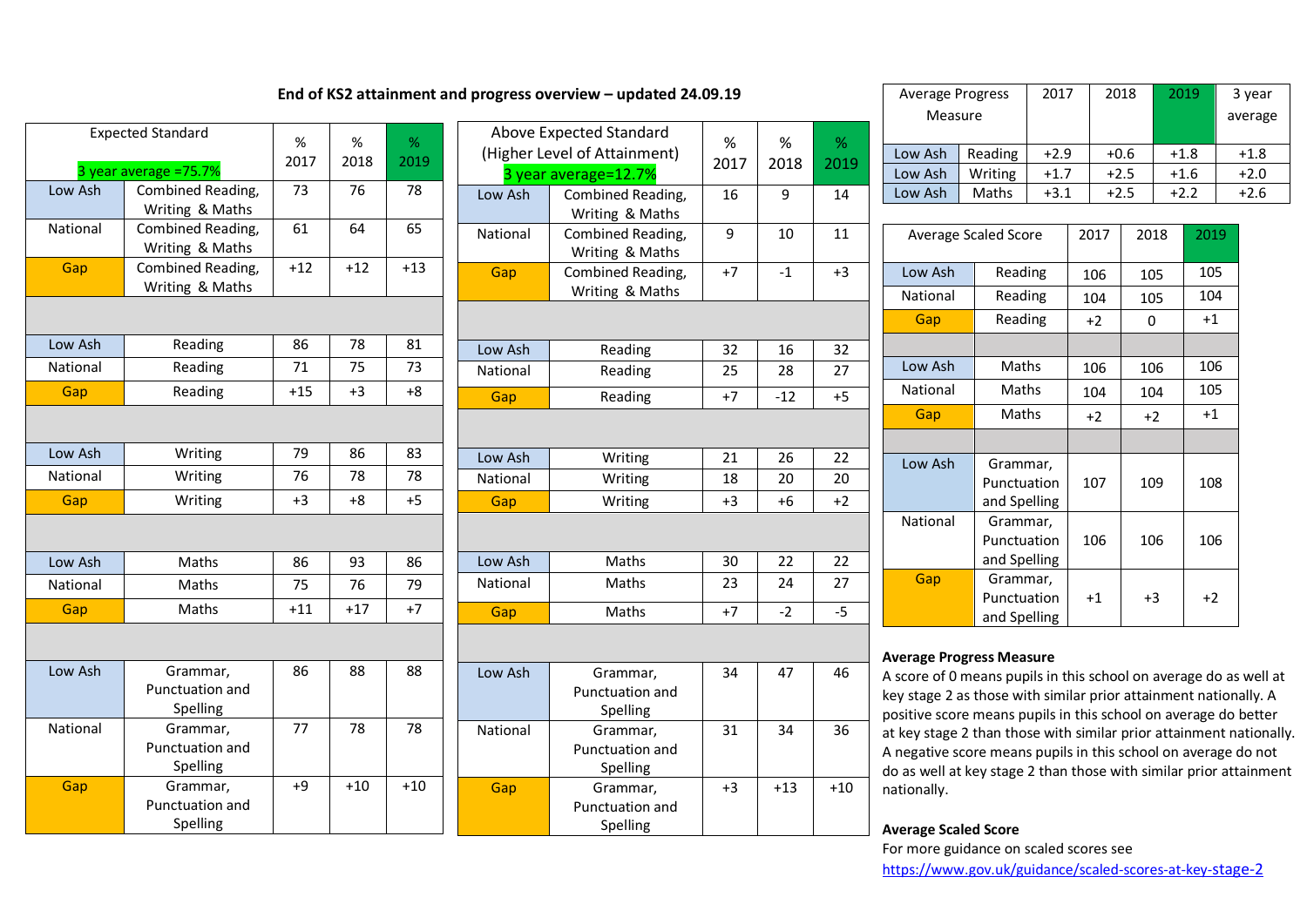# End of KS2 attainment and progress overview – updated 24.09.19

| Expected Standard (3 year average =75.7%) | | % 2017 | % 2018 | % 2019 |
|---|---|---|---|---|
| Low Ash | Combined Reading, Writing & Maths | 73 | 76 | 78 |
| National | Combined Reading, Writing & Maths | 61 | 64 | 65 |
| Gap | Combined Reading, Writing & Maths | +12 | +12 | +13 |
| | | | | |
| Low Ash | Reading | 86 | 78 | 81 |
| National | Reading | 71 | 75 | 73 |
| Gap | Reading | +15 | +3 | +8 |
| | | | | |
| Low Ash | Writing | 79 | 86 | 83 |
| National | Writing | 76 | 78 | 78 |
| Gap | Writing | +3 | +8 | +5 |
| | | | | |
| Low Ash | Maths | 86 | 93 | 86 |
| National | Maths | 75 | 76 | 79 |
| Gap | Maths | +11 | +17 | +7 |
| | | | | |
| Low Ash | Grammar, Punctuation and Spelling | 86 | 88 | 88 |
| National | Grammar, Punctuation and Spelling | 77 | 78 | 78 |
| Gap | Grammar, Punctuation and Spelling | +9 | +10 | +10 |

| Above Expected Standard (Higher Level of Attainment) (3 year average=12.7%) | | % 2017 | % 2018 | % 2019 |
|---|---|---|---|---|
| Low Ash | Combined Reading, Writing & Maths | 16 | 9 | 14 |
| National | Combined Reading, Writing & Maths | 9 | 10 | 11 |
| Gap | Combined Reading, Writing & Maths | +7 | -1 | +3 |
| | | | | |
| Low Ash | Reading | 32 | 16 | 32 |
| National | Reading | 25 | 28 | 27 |
| Gap | Reading | +7 | -12 | +5 |
| | | | | |
| Low Ash | Writing | 21 | 26 | 22 |
| National | Writing | 18 | 20 | 20 |
| Gap | Writing | +3 | +6 | +2 |
| | | | | |
| Low Ash | Maths | 30 | 22 | 22 |
| National | Maths | 23 | 24 | 27 |
| Gap | Maths | +7 | -2 | -5 |
| | | | | |
| Low Ash | Grammar, Punctuation and Spelling | 34 | 47 | 46 |
| National | Grammar, Punctuation and Spelling | 31 | 34 | 36 |
| Gap | Grammar, Punctuation and Spelling | +3 | +13 | +10 |

| Average Progress Measure | | 2017 | 2018 | 2019 | 3 year average |
|---|---|---|---|---|---|
| Low Ash | Reading | +2.9 | +0.6 | +1.8 | +1.8 |
| Low Ash | Writing | +1.7 | +2.5 | +1.6 | +2.0 |
| Low Ash | Maths | +3.1 | +2.5 | +2.2 | +2.6 |

| Average Scaled Score | | 2017 | 2018 | 2019 |
|---|---|---|---|---|
| Low Ash | Reading | 106 | 105 | 105 |
| National | Reading | 104 | 105 | 104 |
| Gap | Reading | +2 | 0 | +1 |
| | | | | |
| Low Ash | Maths | 106 | 106 | 106 |
| National | Maths | 104 | 104 | 105 |
| Gap | Maths | +2 | +2 | +1 |
| | | | | |
| Low Ash | Grammar, Punctuation and Spelling | 107 | 109 | 108 |
| National | Grammar, Punctuation and Spelling | 106 | 106 | 106 |
| Gap | Grammar, Punctuation and Spelling | +1 | +3 | +2 |

**Average Progress Measure**

A score of 0 means pupils in this school on average do as well at key stage 2 as those with similar prior attainment nationally. A positive score means pupils in this school on average do better at key stage 2 than those with similar prior attainment nationally. A negative score means pupils in this school on average do not do as well at key stage 2 than those with similar prior attainment nationally.

**Average Scaled Score**

For more guidance on scaled scores see https://www.gov.uk/guidance/scaled-scores-at-key-stage-2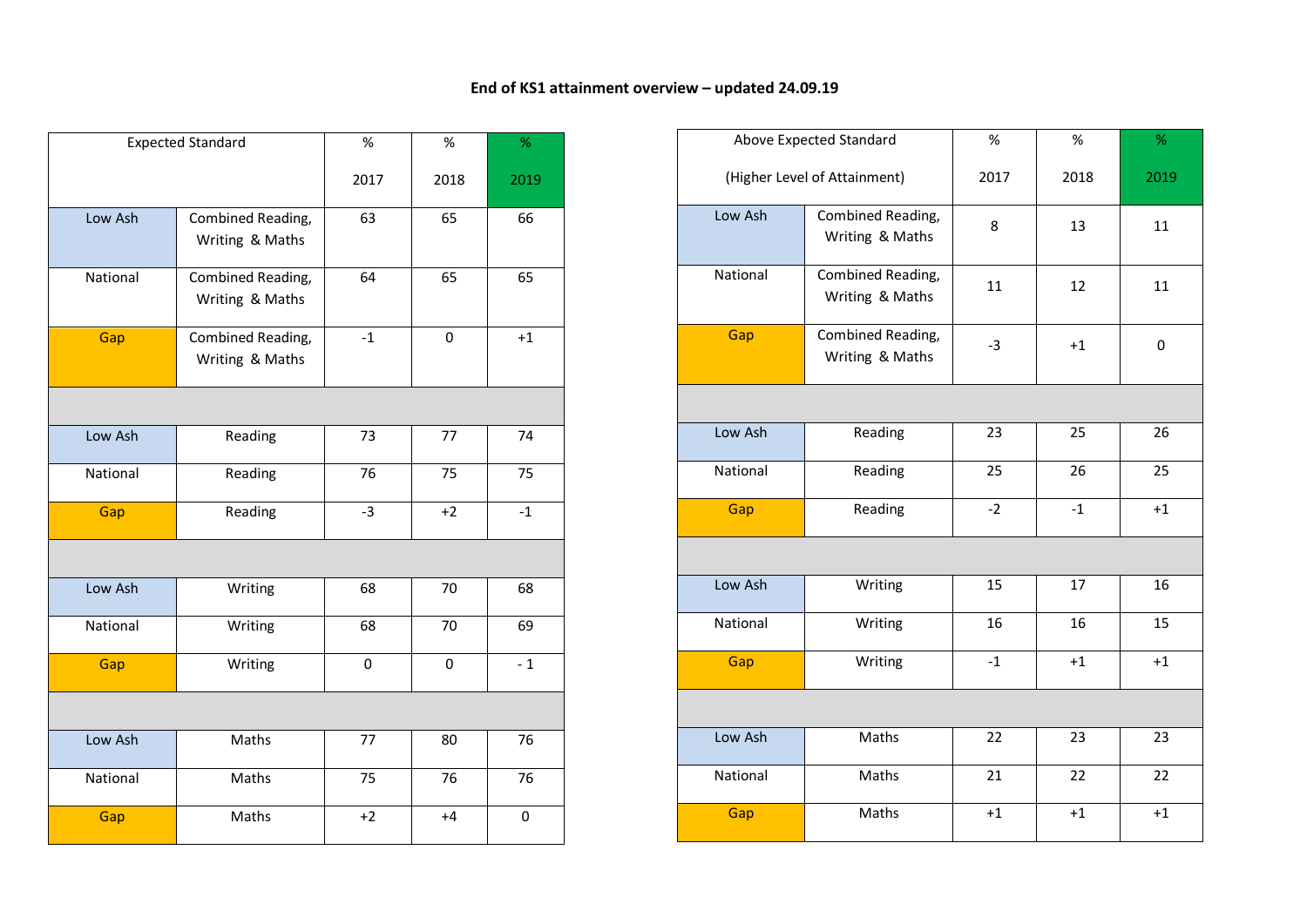### End of KS1 attainment overview – updated 24.09.19

| Expected Standard | | % 2017 | % 2018 | % 2019 |
|---|---|---|---|---|
| Low Ash | Combined Reading, Writing & Maths | 63 | 65 | 66 |
| National | Combined Reading, Writing & Maths | 64 | 65 | 65 |
| Gap | Combined Reading, Writing & Maths | -1 | 0 | +1 |
| | | | | |
| Low Ash | Reading | 73 | 77 | 74 |
| National | Reading | 76 | 75 | 75 |
| Gap | Reading | -3 | +2 | -1 |
| | | | | |
| Low Ash | Writing | 68 | 70 | 68 |
| National | Writing | 68 | 70 | 69 |
| Gap | Writing | 0 | 0 | - 1 |
| | | | | |
| Low Ash | Maths | 77 | 80 | 76 |
| National | Maths | 75 | 76 | 76 |
| Gap | Maths | +2 | +4 | 0 |

| Above Expected Standard (Higher Level of Attainment) | | % 2017 | % 2018 | % 2019 |
|---|---|---|---|---|
| Low Ash | Combined Reading, Writing & Maths | 8 | 13 | 11 |
| National | Combined Reading, Writing & Maths | 11 | 12 | 11 |
| Gap | Combined Reading, Writing & Maths | -3 | +1 | 0 |
| | | | | |
| Low Ash | Reading | 23 | 25 | 26 |
| National | Reading | 25 | 26 | 25 |
| Gap | Reading | -2 | -1 | +1 |
| | | | | |
| Low Ash | Writing | 15 | 17 | 16 |
| National | Writing | 16 | 16 | 15 |
| Gap | Writing | -1 | +1 | +1 |
| | | | | |
| Low Ash | Maths | 22 | 23 | 23 |
| National | Maths | 21 | 22 | 22 |
| Gap | Maths | +1 | +1 | +1 |